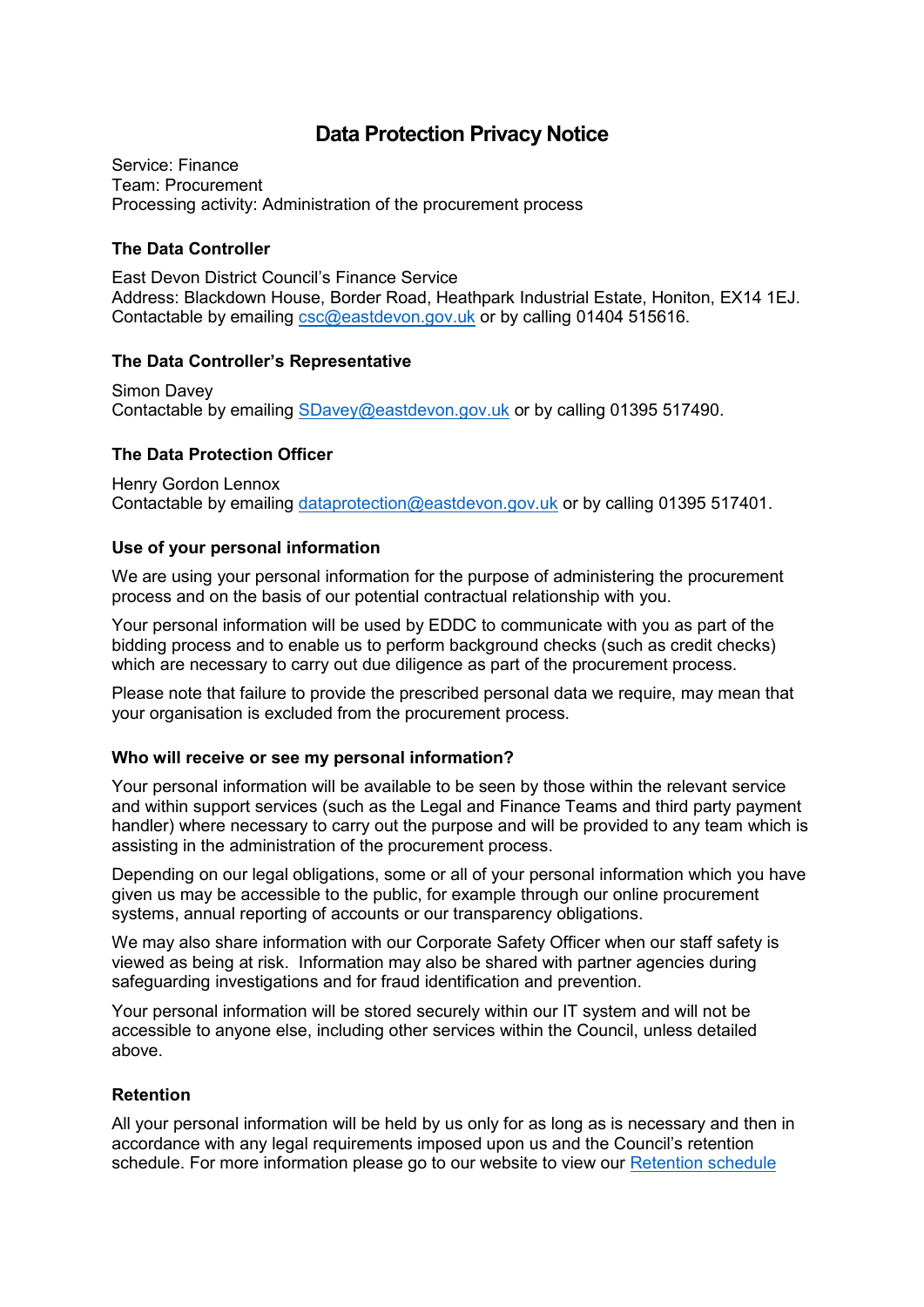# Data Protection Privacy Notice

Service: Finance
Team: Procurement
Processing activity: Administration of the procurement process

### The Data Controller

East Devon District Council's Finance Service
Address: Blackdown House, Border Road, Heathpark Industrial Estate, Honiton, EX14 1EJ.
Contactable by emailing csc@eastdevon.gov.uk or by calling 01404 515616.

### The Data Controller's Representative

Simon Davey
Contactable by emailing SDavey@eastdevon.gov.uk or by calling 01395 517490.

### The Data Protection Officer

Henry Gordon Lennox
Contactable by emailing dataprotection@eastdevon.gov.uk or by calling 01395 517401.

### Use of your personal information

We are using your personal information for the purpose of administering the procurement process and on the basis of our potential contractual relationship with you.

Your personal information will be used by EDDC to communicate with you as part of the bidding process and to enable us to perform background checks (such as credit checks) which are necessary to carry out due diligence as part of the procurement process.

Please note that failure to provide the prescribed personal data we require, may mean that your organisation is excluded from the procurement process.

### Who will receive or see my personal information?

Your personal information will be available to be seen by those within the relevant service and within support services (such as the Legal and Finance Teams and third party payment handler) where necessary to carry out the purpose and will be provided to any team which is assisting in the administration of the procurement process.

Depending on our legal obligations, some or all of your personal information which you have given us may be accessible to the public, for example through our online procurement systems, annual reporting of accounts or our transparency obligations.

We may also share information with our Corporate Safety Officer when our staff safety is viewed as being at risk. Information may also be shared with partner agencies during safeguarding investigations and for fraud identification and prevention.

Your personal information will be stored securely within our IT system and will not be accessible to anyone else, including other services within the Council, unless detailed above.

### Retention

All your personal information will be held by us only for as long as is necessary and then in accordance with any legal requirements imposed upon us and the Council's retention schedule. For more information please go to our website to view our Retention schedule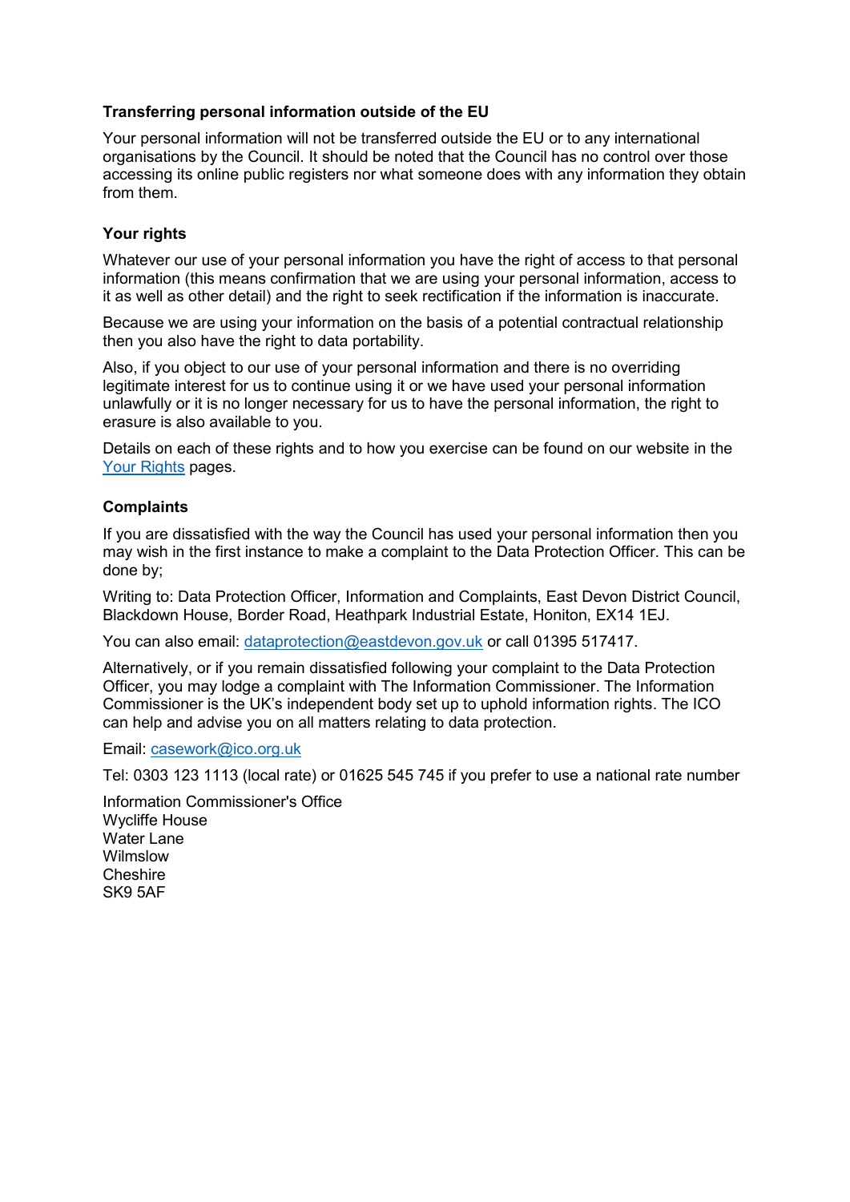### Transferring personal information outside of the EU

Your personal information will not be transferred outside the EU or to any international organisations by the Council. It should be noted that the Council has no control over those accessing its online public registers nor what someone does with any information they obtain from them.

### Your rights

Whatever our use of your personal information you have the right of access to that personal information (this means confirmation that we are using your personal information, access to it as well as other detail) and the right to seek rectification if the information is inaccurate.

Because we are using your information on the basis of a potential contractual relationship then you also have the right to data portability.

Also, if you object to our use of your personal information and there is no overriding legitimate interest for us to continue using it or we have used your personal information unlawfully or it is no longer necessary for us to have the personal information, the right to erasure is also available to you.

Details on each of these rights and to how you exercise can be found on our website in the Your Rights pages.

### Complaints

If you are dissatisfied with the way the Council has used your personal information then you may wish in the first instance to make a complaint to the Data Protection Officer. This can be done by;

Writing to: Data Protection Officer, Information and Complaints, East Devon District Council, Blackdown House, Border Road, Heathpark Industrial Estate, Honiton, EX14 1EJ.

You can also email: dataprotection@eastdevon.gov.uk or call 01395 517417.

Alternatively, or if you remain dissatisfied following your complaint to the Data Protection Officer, you may lodge a complaint with The Information Commissioner. The Information Commissioner is the UK's independent body set up to uphold information rights. The ICO can help and advise you on all matters relating to data protection.

Email: casework@ico.org.uk

Tel: 0303 123 1113 (local rate) or 01625 545 745 if you prefer to use a national rate number

Information Commissioner's Office
Wycliffe House
Water Lane
Wilmslow
Cheshire
SK9 5AF